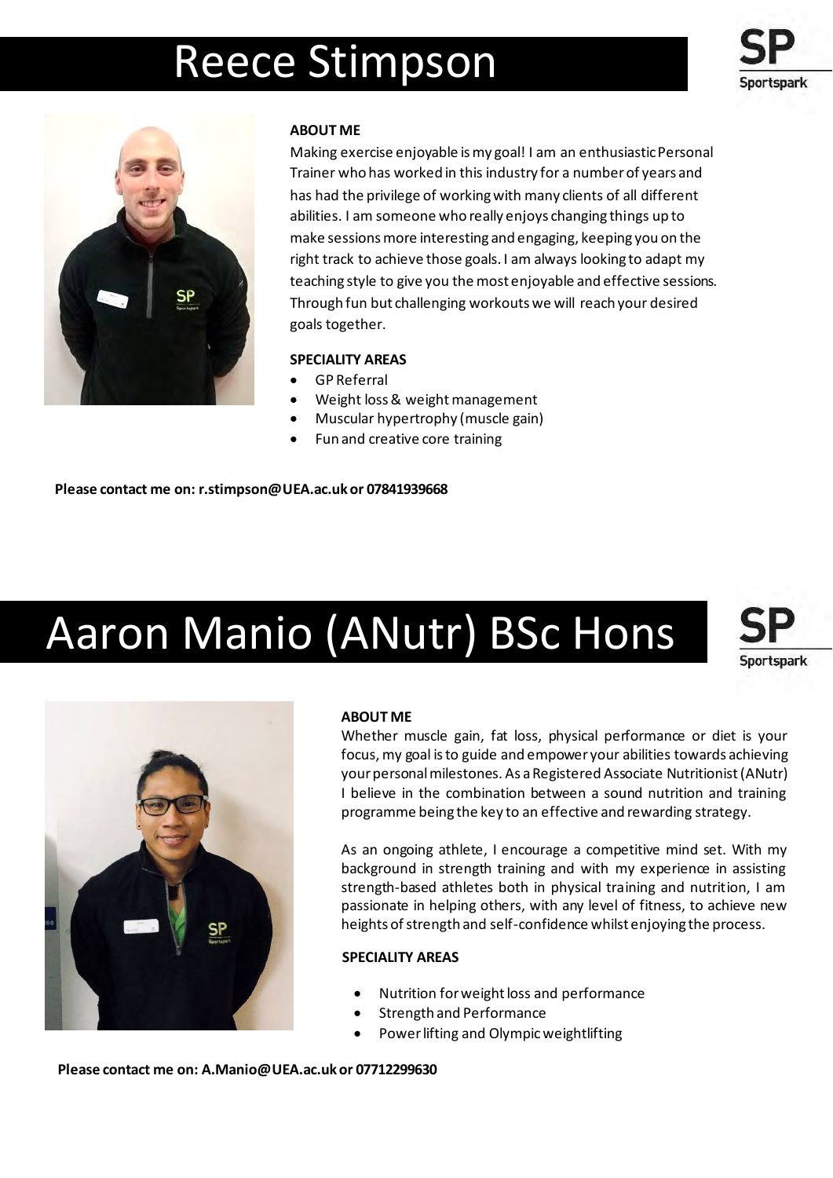# Reece Stimpson

### ABOUT ME

Making exercise enjoyable is my goal! I am an enthusiastic Personal Trainer who has worked in this industry for a number of years and has had the privilege of working with many clients of all different abilities. I am someone who really enjoys changing things up to make sessions more interesting and engaging, keeping you on the right track to achieve those goals. I am always looking to adapt my teaching style to give you the most enjoyable and effective sessions. Through fun but challenging workouts we will reach your desired goals together.

### SPECIALITY AREAS

- GP Referral
- Weight loss & weight management
- Muscular hypertrophy (muscle gain)
- Fun and creative core training

**Please contact me on: r.stimpson@UEA.ac.uk or 07841939668**

# Aaron Manio (ANutr) BSc Hons

### ABOUT ME

Whether muscle gain, fat loss, physical performance or diet is your focus, my goal is to guide and empower your abilities towards achieving your personal milestones. As a Registered Associate Nutritionist (ANutr) I believe in the combination between a sound nutrition and training programme being the key to an effective and rewarding strategy.

As an ongoing athlete, I encourage a competitive mind set. With my background in strength training and with my experience in assisting strength-based athletes both in physical training and nutrition, I am passionate in helping others, with any level of fitness, to achieve new heights of strength and self-confidence whilst enjoying the process.

### SPECIALITY AREAS

- Nutrition for weight loss and performance
- Strength and Performance
- Power lifting and Olympic weightlifting

**Please contact me on: A.Manio@UEA.ac.uk or 07712299630**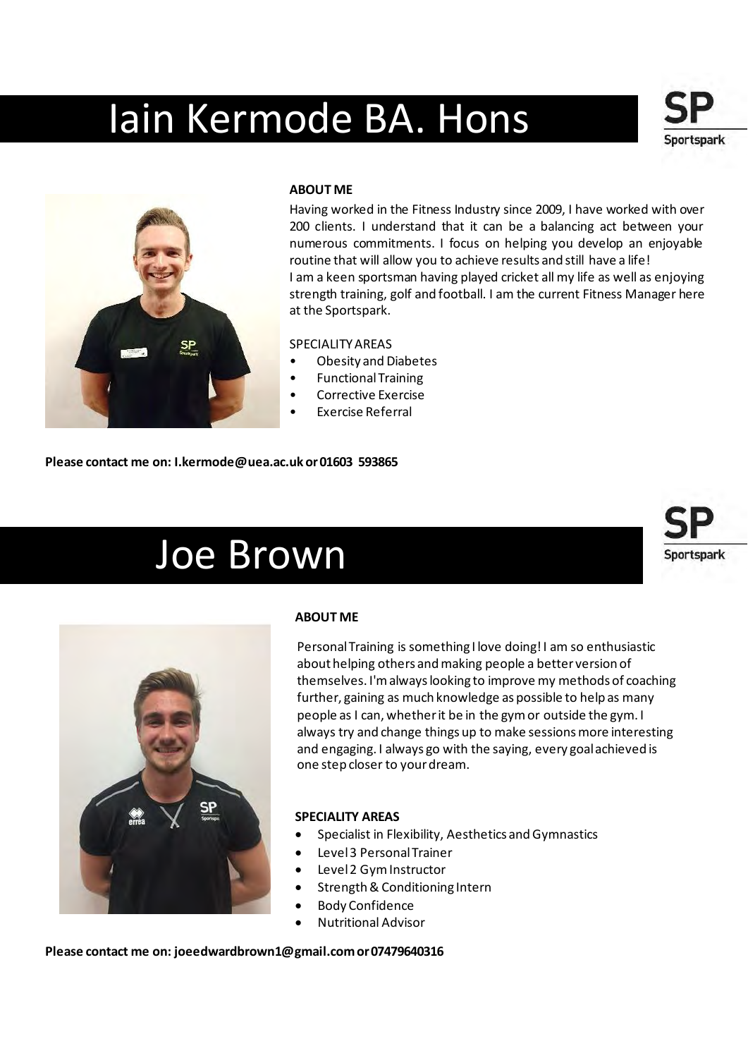# Iain Kermode BA. Hons

SP Sportspark

**ABOUT ME**

Having worked in the Fitness Industry since 2009, I have worked with over 200 clients. I understand that it can be a balancing act between your numerous commitments. I focus on helping you develop an enjoyable routine that will allow you to achieve results and still have a life!
I am a keen sportsman having played cricket all my life as well as enjoying strength training, golf and football. I am the current Fitness Manager here at the Sportspark.

SPECIALITY AREAS

- Obesity and Diabetes
- Functional Training
- Corrective Exercise
- Exercise Referral

**Please contact me on: I.kermode@uea.ac.uk or 01603 593865**

# Joe Brown

SP Sportspark

**ABOUT ME**

Personal Training is something I love doing! I am so enthusiastic about helping others and making people a better version of themselves. I'm always looking to improve my methods of coaching further, gaining as much knowledge as possible to help as many people as I can, whether it be in the gym or outside the gym. I always try and change things up to make sessions more interesting and engaging. I always go with the saying, every goal achieved is one step closer to your dream.

**SPECIALITY AREAS**

- Specialist in Flexibility, Aesthetics and Gymnastics
- Level 3 Personal Trainer
- Level 2 Gym Instructor
- Strength & Conditioning Intern
- Body Confidence
- Nutritional Advisor

**Please contact me on: joeedwardbrown1@gmail.com or 07479640316**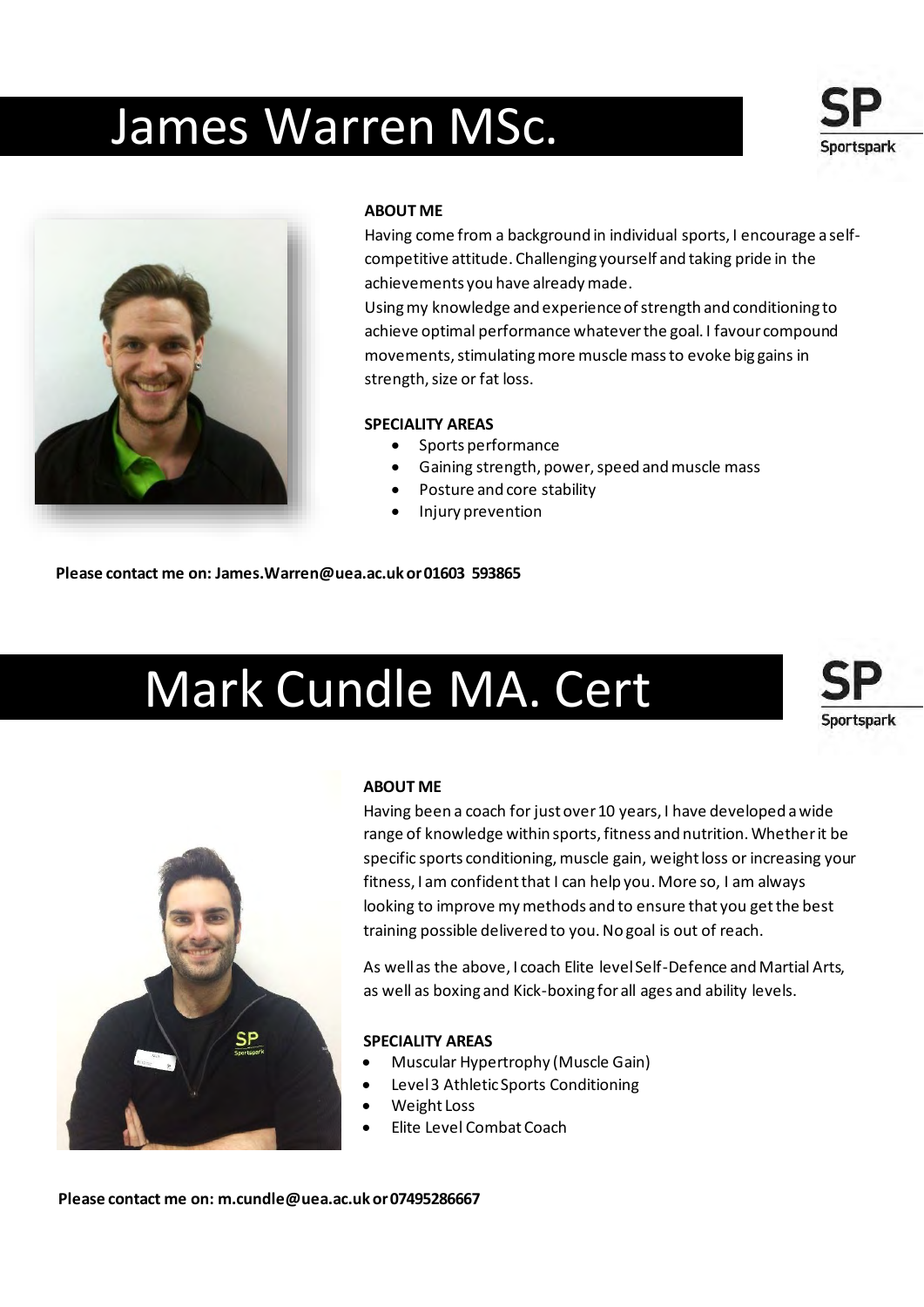# James Warren MSc.

**ABOUT ME**

Having come from a background in individual sports, I encourage a self-competitive attitude. Challenging yourself and taking pride in the achievements you have already made.
Using my knowledge and experience of strength and conditioning to achieve optimal performance whatever the goal. I favour compound movements, stimulating more muscle mass to evoke big gains in strength, size or fat loss.

**SPECIALITY AREAS**

- Sports performance
- Gaining strength, power, speed and muscle mass
- Posture and core stability
- Injury prevention

**Please contact me on: James.Warren@uea.ac.uk or 01603 593865**

# Mark Cundle MA. Cert

**ABOUT ME**

Having been a coach for just over 10 years, I have developed a wide range of knowledge within sports, fitness and nutrition. Whether it be specific sports conditioning, muscle gain, weight loss or increasing your fitness, I am confident that I can help you. More so, I am always looking to improve my methods and to ensure that you get the best training possible delivered to you. No goal is out of reach.

As well as the above, I coach Elite level Self-Defence and Martial Arts, as well as boxing and Kick-boxing for all ages and ability levels.

**SPECIALITY AREAS**

- Muscular Hypertrophy (Muscle Gain)
- Level 3 Athletic Sports Conditioning
- Weight Loss
- Elite Level Combat Coach

**Please contact me on: m.cundle@uea.ac.uk or 07495286667**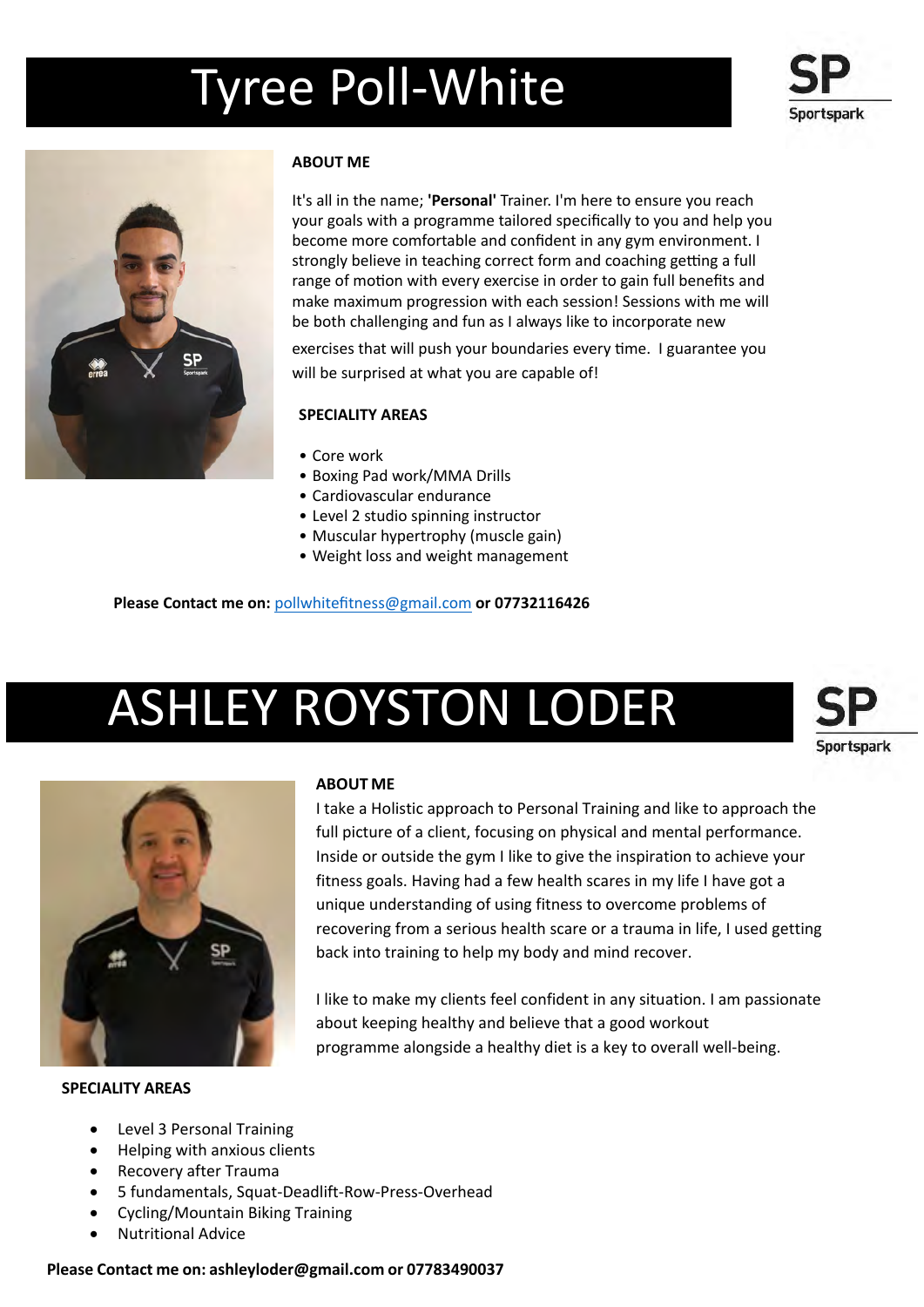# Tyree Poll-White

**ABOUT ME**

It's all in the name; **'Personal'** Trainer. I'm here to ensure you reach your goals with a programme tailored specifically to you and help you become more comfortable and confident in any gym environment. I strongly believe in teaching correct form and coaching getting a full range of motion with every exercise in order to gain full benefits and make maximum progression with each session! Sessions with me will be both challenging and fun as I always like to incorporate new exercises that will push your boundaries every time. I guarantee you will be surprised at what you are capable of!

**SPECIALITY AREAS**

- Core work
- Boxing Pad work/MMA Drills
- Cardiovascular endurance
- Level 2 studio spinning instructor
- Muscular hypertrophy (muscle gain)
- Weight loss and weight management

**Please Contact me on:** pollwhitefitness@gmail.com **or 07732116426**

# ASHLEY ROYSTON LODER

**ABOUT ME**

I take a Holistic approach to Personal Training and like to approach the full picture of a client, focusing on physical and mental performance. Inside or outside the gym I like to give the inspiration to achieve your fitness goals. Having had a few health scares in my life I have got a unique understanding of using fitness to overcome problems of recovering from a serious health scare or a trauma in life, I used getting back into training to help my body and mind recover.

I like to make my clients feel confident in any situation. I am passionate about keeping healthy and believe that a good workout programme alongside a healthy diet is a key to overall well-being.

**SPECIALITY AREAS**

- Level 3 Personal Training
- Helping with anxious clients
- Recovery after Trauma
- 5 fundamentals, Squat-Deadlift-Row-Press-Overhead
- Cycling/Mountain Biking Training
- Nutritional Advice

**Please Contact me on: ashleyloder@gmail.com or 07783490037**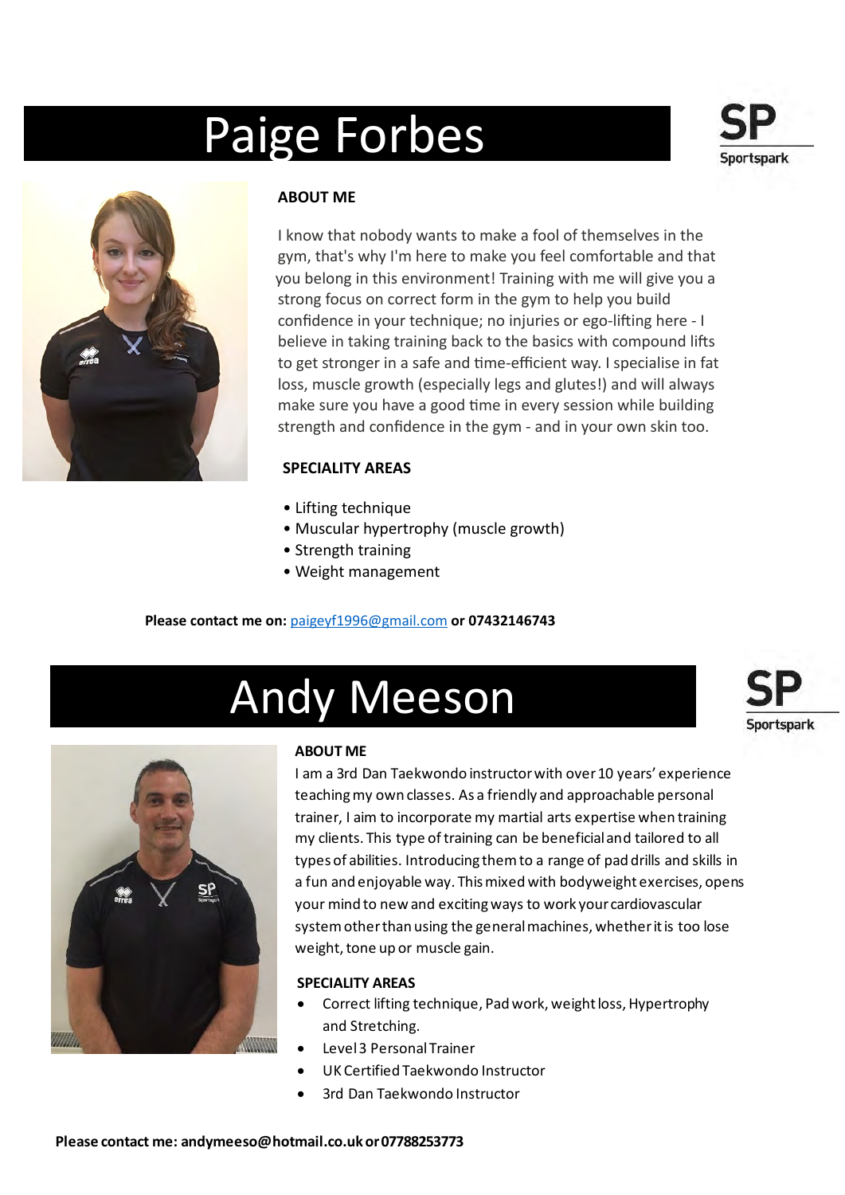# Paige Forbes

**ABOUT ME**

I know that nobody wants to make a fool of themselves in the gym, that's why I'm here to make you feel comfortable and that you belong in this environment! Training with me will give you a strong focus on correct form in the gym to help you build confidence in your technique; no injuries or ego-lifting here - I believe in taking training back to the basics with compound lifts to get stronger in a safe and time-efficient way. I specialise in fat loss, muscle growth (especially legs and glutes!) and will always make sure you have a good time in every session while building strength and confidence in the gym - and in your own skin too.

**SPECIALITY AREAS**

- Lifting technique
- Muscular hypertrophy (muscle growth)
- Strength training
- Weight management

**Please contact me on:** paigeyf1996@gmail.com **or 07432146743**

# Andy Meeson

**ABOUT ME**

I am a 3rd Dan Taekwondo instructor with over 10 years' experience teaching my own classes. As a friendly and approachable personal trainer, I aim to incorporate my martial arts expertise when training my clients. This type of training can be beneficial and tailored to all types of abilities. Introducing them to a range of pad drills and skills in a fun and enjoyable way. This mixed with bodyweight exercises, opens your mind to new and exciting ways to work your cardiovascular system other than using the general machines, whether it is too lose weight, tone up or muscle gain.

**SPECIALITY AREAS**

- Correct lifting technique, Pad work, weight loss, Hypertrophy and Stretching.
- Level 3 Personal Trainer
- UK Certified Taekwondo Instructor
- 3rd Dan Taekwondo Instructor

**Please contact me: andymeeso@hotmail.co.uk or 07788253773**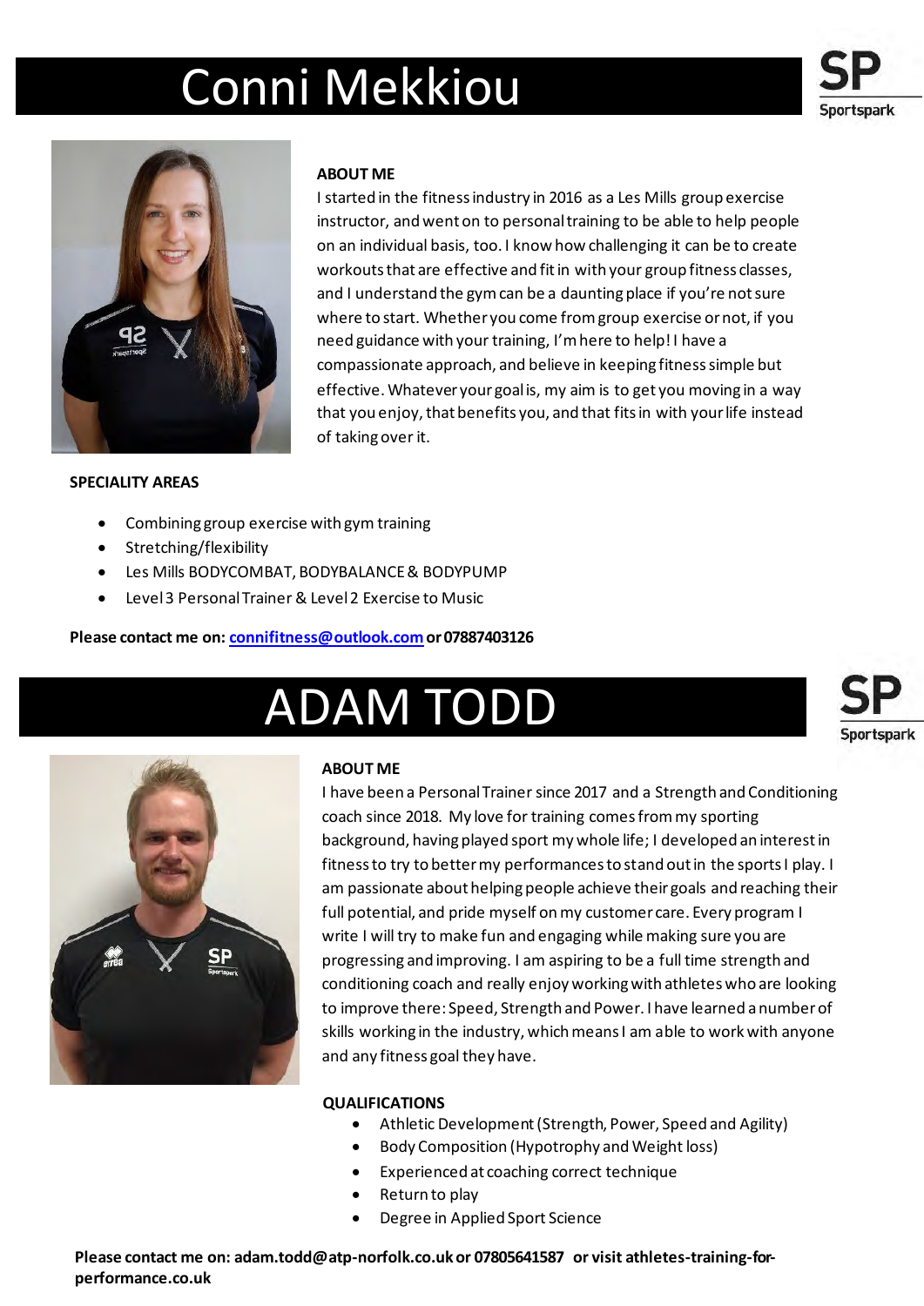# Conni Mekkiou

### ABOUT ME

I started in the fitness industry in 2016 as a Les Mills group exercise instructor, and went on to personal training to be able to help people on an individual basis, too. I know how challenging it can be to create workouts that are effective and fit in with your group fitness classes, and I understand the gym can be a daunting place if you're not sure where to start. Whether you come from group exercise or not, if you need guidance with your training, I'm here to help! I have a compassionate approach, and believe in keeping fitness simple but effective. Whatever your goal is, my aim is to get you moving in a way that you enjoy, that benefits you, and that fits in with your life instead of taking over it.

### SPECIALITY AREAS

- Combining group exercise with gym training
- Stretching/flexibility
- Les Mills BODYCOMBAT, BODYBALANCE & BODYPUMP
- Level 3 Personal Trainer & Level 2 Exercise to Music

**Please contact me on: connifitness@outlook.com or 07887403126**

# ADAM TODD

### ABOUT ME

I have been a Personal Trainer since 2017 and a Strength and Conditioning coach since 2018. My love for training comes from my sporting background, having played sport my whole life; I developed an interest in fitness to try to better my performances to stand out in the sports I play. I am passionate about helping people achieve their goals and reaching their full potential, and pride myself on my customer care. Every program I write I will try to make fun and engaging while making sure you are progressing and improving. I am aspiring to be a full time strength and conditioning coach and really enjoy working with athletes who are looking to improve there: Speed, Strength and Power. I have learned a number of skills working in the industry, which means I am able to work with anyone and any fitness goal they have.

### QUALIFICATIONS

- Athletic Development (Strength, Power, Speed and Agility)
- Body Composition (Hypotrophy and Weight loss)
- Experienced at coaching correct technique
- Return to play
- Degree in Applied Sport Science

**Please contact me on: adam.todd@atp-norfolk.co.uk or 07805641587 or visit athletes-training-for-performance.co.uk**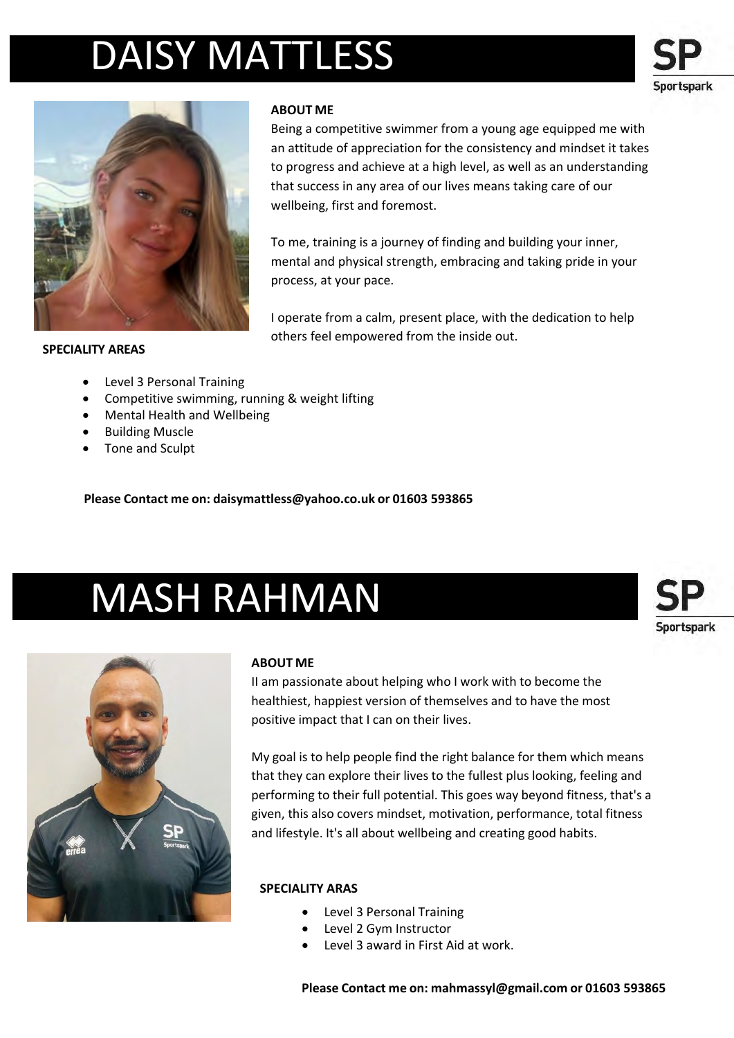# DAISY MATTLESS

### ABOUT ME

Being a competitive swimmer from a young age equipped me with an attitude of appreciation for the consistency and mindset it takes to progress and achieve at a high level, as well as an understanding that success in any area of our lives means taking care of our wellbeing, first and foremost.

To me, training is a journey of finding and building your inner, mental and physical strength, embracing and taking pride in your process, at your pace.

I operate from a calm, present place, with the dedication to help others feel empowered from the inside out.

### SPECIALITY AREAS

- Level 3 Personal Training
- Competitive swimming, running & weight lifting
- Mental Health and Wellbeing
- Building Muscle
- Tone and Sculpt

**Please Contact me on: daisymattless@yahoo.co.uk or 01603 593865**

# MASH RAHMAN

### ABOUT ME

II am passionate about helping who I work with to become the healthiest, happiest version of themselves and to have the most positive impact that I can on their lives.

My goal is to help people find the right balance for them which means that they can explore their lives to the fullest plus looking, feeling and performing to their full potential. This goes way beyond fitness, that's a given, this also covers mindset, motivation, performance, total fitness and lifestyle. It's all about wellbeing and creating good habits.

### SPECIALITY ARAS

- Level 3 Personal Training
- Level 2 Gym Instructor
- Level 3 award in First Aid at work.

**Please Contact me on: mahmassyl@gmail.com or 01603 593865**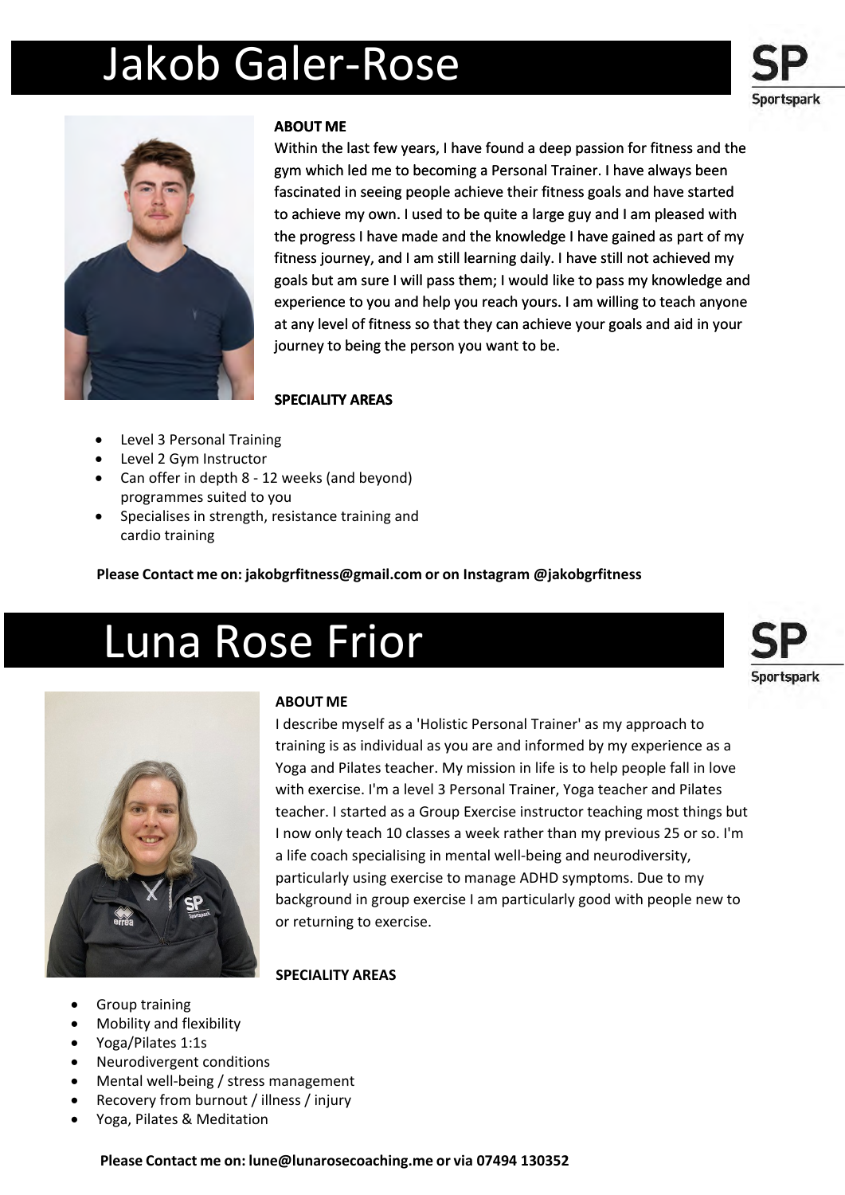# Jakob Galer-Rose

SP Sportspark

**ABOUT ME**

Within the last few years, I have found a deep passion for fitness and the gym which led me to becoming a Personal Trainer. I have always been fascinated in seeing people achieve their fitness goals and have started to achieve my own. I used to be quite a large guy and I am pleased with the progress I have made and the knowledge I have gained as part of my fitness journey, and I am still learning daily. I have still not achieved my goals but am sure I will pass them; I would like to pass my knowledge and experience to you and help you reach yours. I am willing to teach anyone at any level of fitness so that they can achieve your goals and aid in your journey to being the person you want to be.

**SPECIALITY AREAS**

- Level 3 Personal Training
- Level 2 Gym Instructor
- Can offer in depth 8 - 12 weeks (and beyond) programmes suited to you
- Specialises in strength, resistance training and cardio training

**Please Contact me on: jakobgrfitness@gmail.com or on Instagram @jakobgrfitness**

# Luna Rose Frior

SP Sportspark

**ABOUT ME**

I describe myself as a 'Holistic Personal Trainer' as my approach to training is as individual as you are and informed by my experience as a Yoga and Pilates teacher. My mission in life is to help people fall in love with exercise. I'm a level 3 Personal Trainer, Yoga teacher and Pilates teacher. I started as a Group Exercise instructor teaching most things but I now only teach 10 classes a week rather than my previous 25 or so. I'm a life coach specialising in mental well-being and neurodiversity, particularly using exercise to manage ADHD symptoms. Due to my background in group exercise I am particularly good with people new to or returning to exercise.

**SPECIALITY AREAS**

- Group training
- Mobility and flexibility
- Yoga/Pilates 1:1s
- Neurodivergent conditions
- Mental well-being / stress management
- Recovery from burnout / illness / injury
- Yoga, Pilates & Meditation

**Please Contact me on: lune@lunarosecoaching.me or via 07494 130352**